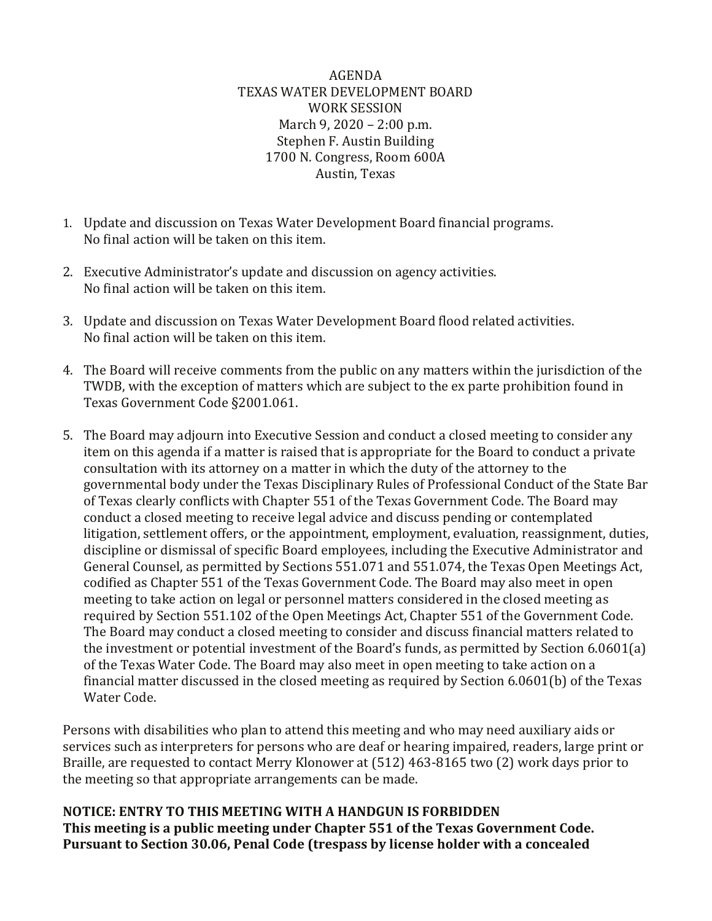# AGENDA

## TEXAS WATER DEVELOPMENT BOARD

### WORK SESSION

March 9, 2020 – 2:00 p.m.
Stephen F. Austin Building
1700 N. Congress, Room 600A
Austin, Texas

1. Update and discussion on Texas Water Development Board financial programs. No final action will be taken on this item.

2. Executive Administrator's update and discussion on agency activities. No final action will be taken on this item.

3. Update and discussion on Texas Water Development Board flood related activities. No final action will be taken on this item.

4. The Board will receive comments from the public on any matters within the jurisdiction of the TWDB, with the exception of matters which are subject to the ex parte prohibition found in Texas Government Code §2001.061.

5. The Board may adjourn into Executive Session and conduct a closed meeting to consider any item on this agenda if a matter is raised that is appropriate for the Board to conduct a private consultation with its attorney on a matter in which the duty of the attorney to the governmental body under the Texas Disciplinary Rules of Professional Conduct of the State Bar of Texas clearly conflicts with Chapter 551 of the Texas Government Code. The Board may conduct a closed meeting to receive legal advice and discuss pending or contemplated litigation, settlement offers, or the appointment, employment, evaluation, reassignment, duties, discipline or dismissal of specific Board employees, including the Executive Administrator and General Counsel, as permitted by Sections 551.071 and 551.074, the Texas Open Meetings Act, codified as Chapter 551 of the Texas Government Code. The Board may also meet in open meeting to take action on legal or personnel matters considered in the closed meeting as required by Section 551.102 of the Open Meetings Act, Chapter 551 of the Government Code. The Board may conduct a closed meeting to consider and discuss financial matters related to the investment or potential investment of the Board's funds, as permitted by Section 6.0601(a) of the Texas Water Code. The Board may also meet in open meeting to take action on a financial matter discussed in the closed meeting as required by Section 6.0601(b) of the Texas Water Code.

Persons with disabilities who plan to attend this meeting and who may need auxiliary aids or services such as interpreters for persons who are deaf or hearing impaired, readers, large print or Braille, are requested to contact Merry Klonower at (512) 463-8165 two (2) work days prior to the meeting so that appropriate arrangements can be made.

**NOTICE: ENTRY TO THIS MEETING WITH A HANDGUN IS FORBIDDEN**
**This meeting is a public meeting under Chapter 551 of the Texas Government Code. Pursuant to Section 30.06, Penal Code (trespass by license holder with a concealed**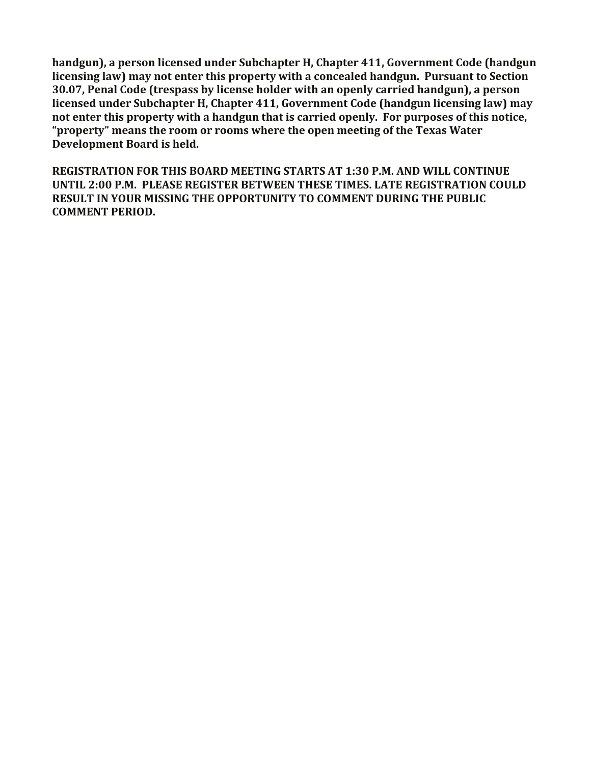**handgun), a person licensed under Subchapter H, Chapter 411, Government Code (handgun licensing law) may not enter this property with a concealed handgun. Pursuant to Section 30.07, Penal Code (trespass by license holder with an openly carried handgun), a person licensed under Subchapter H, Chapter 411, Government Code (handgun licensing law) may not enter this property with a handgun that is carried openly. For purposes of this notice, "property" means the room or rooms where the open meeting of the Texas Water Development Board is held.**

**REGISTRATION FOR THIS BOARD MEETING STARTS AT 1:30 P.M. AND WILL CONTINUE UNTIL 2:00 P.M. PLEASE REGISTER BETWEEN THESE TIMES. LATE REGISTRATION COULD RESULT IN YOUR MISSING THE OPPORTUNITY TO COMMENT DURING THE PUBLIC COMMENT PERIOD.**